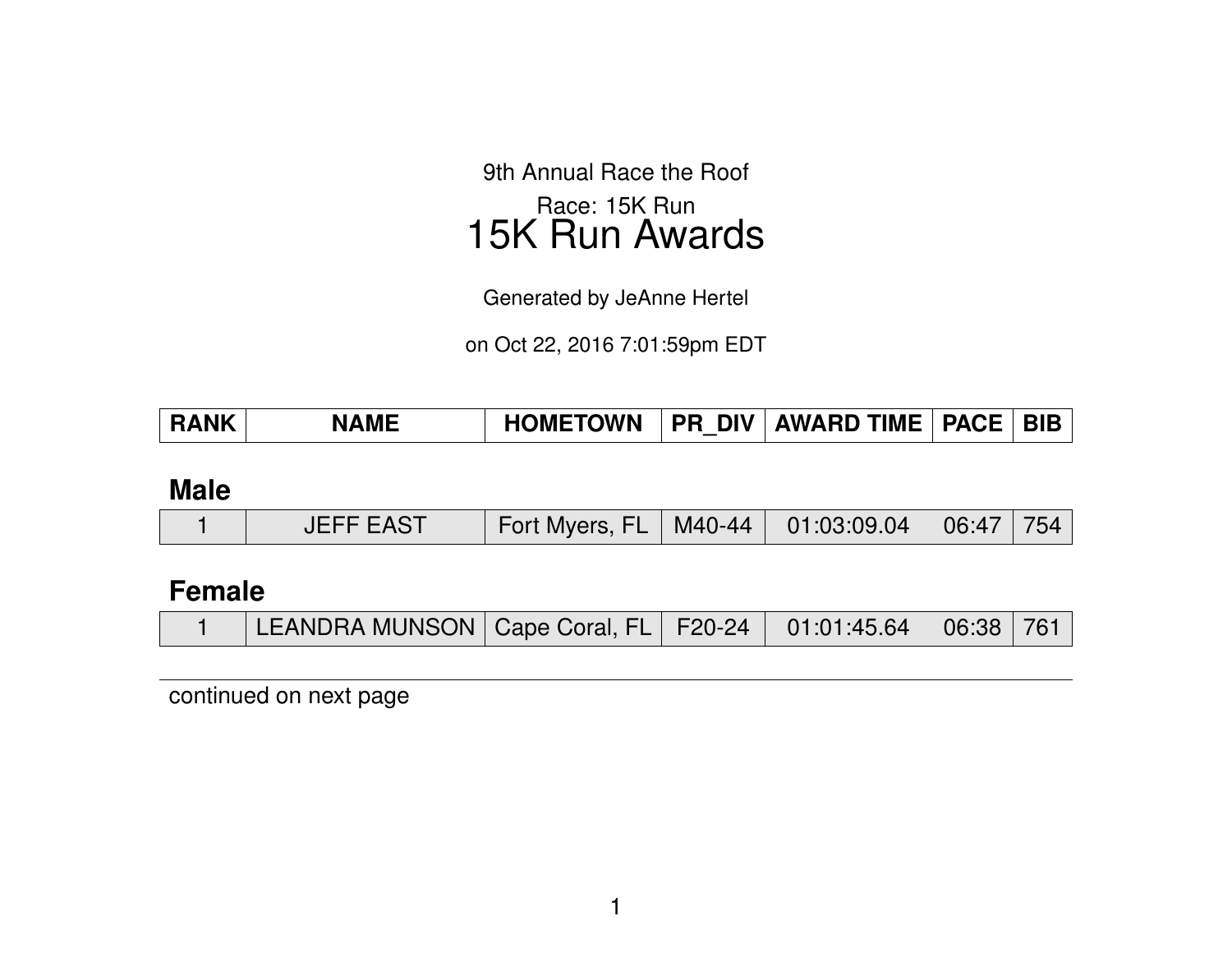9th Annual Race the Roof

Race: 15K Run

# 15K Run Awards

Generated by JeAnne Hertel

on Oct 22, 2016 7:01:59pm EDT

| RANK | NAME | HOMETOWN | PR_DIV | AWARD TIME | PACE | BIB |
|---|---|---|---|---|---|---|
| **Male** | | | | | | |
| 1 | JEFF EAST | Fort Myers, FL | M40-44 | 01:03:09.04 | 06:47 | 754 |
| **Female** | | | | | | |
| 1 | LEANDRA MUNSON | Cape Coral, FL | F20-24 | 01:01:45.64 | 06:38 | 761 |

continued on next page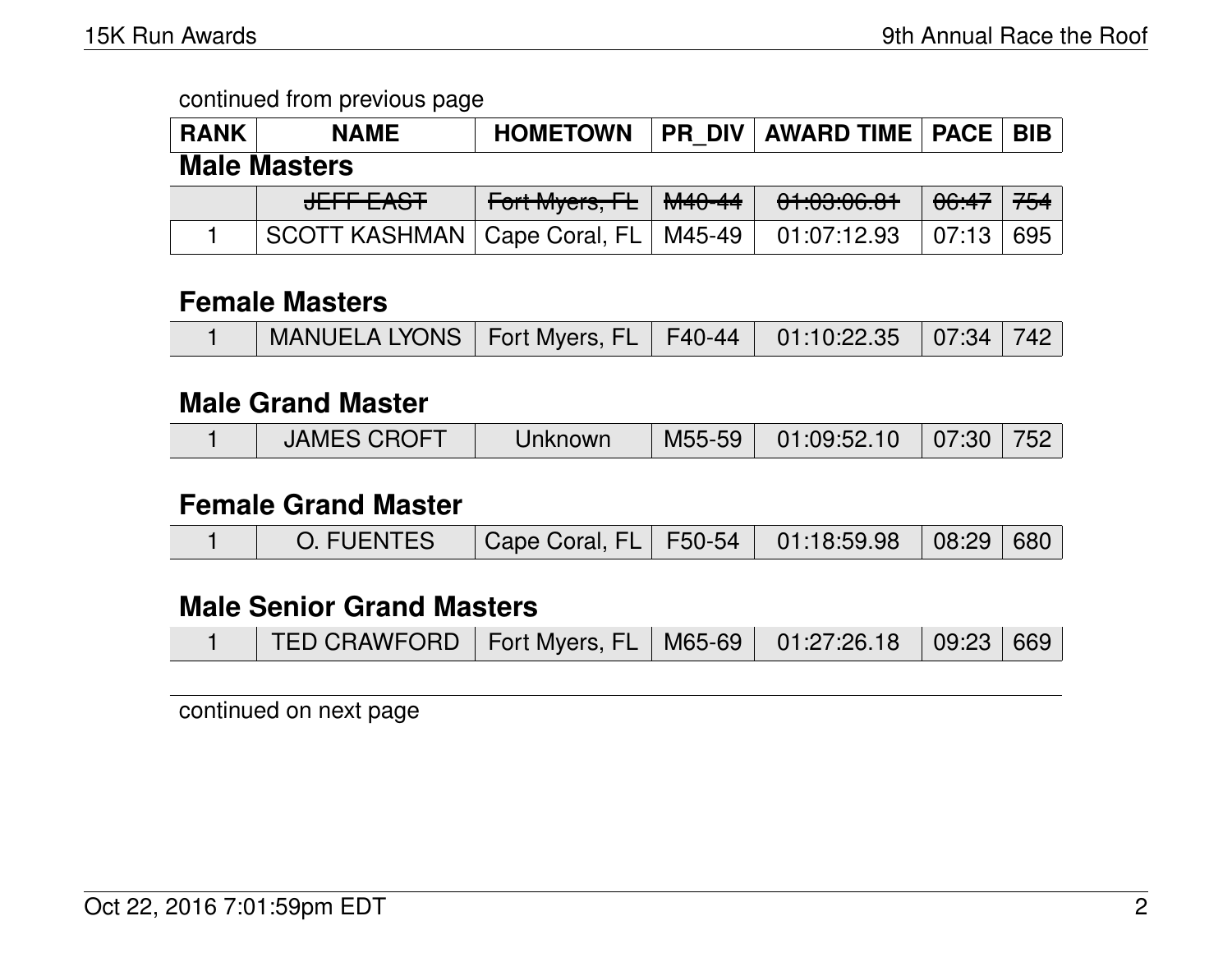continued from previous page

| RANK | NAME | HOMETOWN | PR_DIV | AWARD TIME | PACE | BIB |
|---|---|---|---|---|---|---|

## Male Masters

| RANK | NAME | HOMETOWN | PR_DIV | AWARD TIME | PACE | BIB |
|---|---|---|---|---|---|---|
| | ~~JEFF EAST~~ | ~~Fort Myers, FL~~ | ~~M40-44~~ | ~~01:03:06.81~~ | ~~06:47~~ | ~~754~~ |
| 1 | SCOTT KASHMAN | Cape Coral, FL | M45-49 | 01:07:12.93 | 07:13 | 695 |

## Female Masters

| RANK | NAME | HOMETOWN | PR_DIV | AWARD TIME | PACE | BIB |
|---|---|---|---|---|---|---|
| 1 | MANUELA LYONS | Fort Myers, FL | F40-44 | 01:10:22.35 | 07:34 | 742 |

## Male Grand Master

| RANK | NAME | HOMETOWN | PR_DIV | AWARD TIME | PACE | BIB |
|---|---|---|---|---|---|---|
| 1 | JAMES CROFT | Unknown | M55-59 | 01:09:52.10 | 07:30 | 752 |

## Female Grand Master

| RANK | NAME | HOMETOWN | PR_DIV | AWARD TIME | PACE | BIB |
|---|---|---|---|---|---|---|
| 1 | O. FUENTES | Cape Coral, FL | F50-54 | 01:18:59.98 | 08:29 | 680 |

## Male Senior Grand Masters

| RANK | NAME | HOMETOWN | PR_DIV | AWARD TIME | PACE | BIB |
|---|---|---|---|---|---|---|
| 1 | TED CRAWFORD | Fort Myers, FL | M65-69 | 01:27:26.18 | 09:23 | 669 |

continued on next page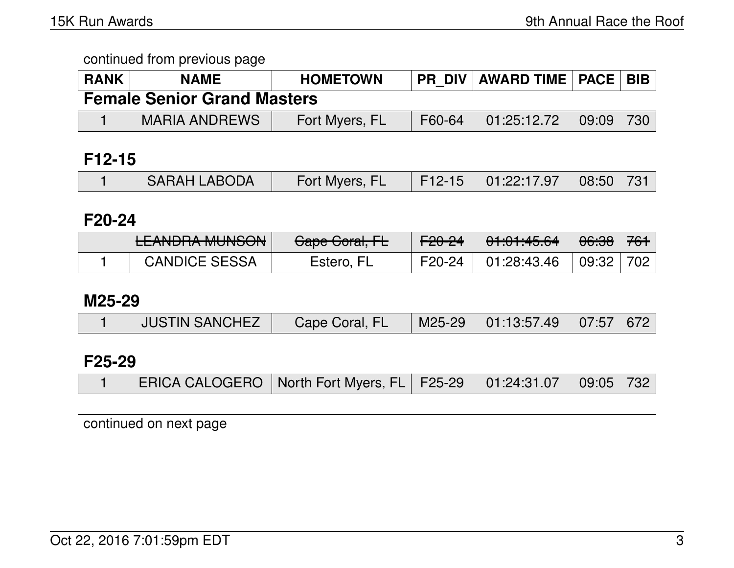continued from previous page

| RANK | NAME | HOMETOWN | PR_DIV | AWARD TIME | PACE | BIB |
|---|---|---|---|---|---|---|
| **Female Senior Grand Masters** | | | | | | |
| 1 | MARIA ANDREWS | Fort Myers, FL | F60-64 | 01:25:12.72 | 09:09 | 730 |
| **F12-15** | | | | | | |
| 1 | SARAH LABODA | Fort Myers, FL | F12-15 | 01:22:17.97 | 08:50 | 731 |
| **F20-24** | | | | | | |
| | ~~LEANDRA MUNSON~~ | ~~Cape Coral, FL~~ | ~~F20-24~~ | ~~01:01:45.64~~ | ~~06:38~~ | ~~761~~ |
| 1 | CANDICE SESSA | Estero, FL | F20-24 | 01:28:43.46 | 09:32 | 702 |
| **M25-29** | | | | | | |
| 1 | JUSTIN SANCHEZ | Cape Coral, FL | M25-29 | 01:13:57.49 | 07:57 | 672 |
| **F25-29** | | | | | | |
| 1 | ERICA CALOGERO | North Fort Myers, FL | F25-29 | 01:24:31.07 | 09:05 | 732 |

continued on next page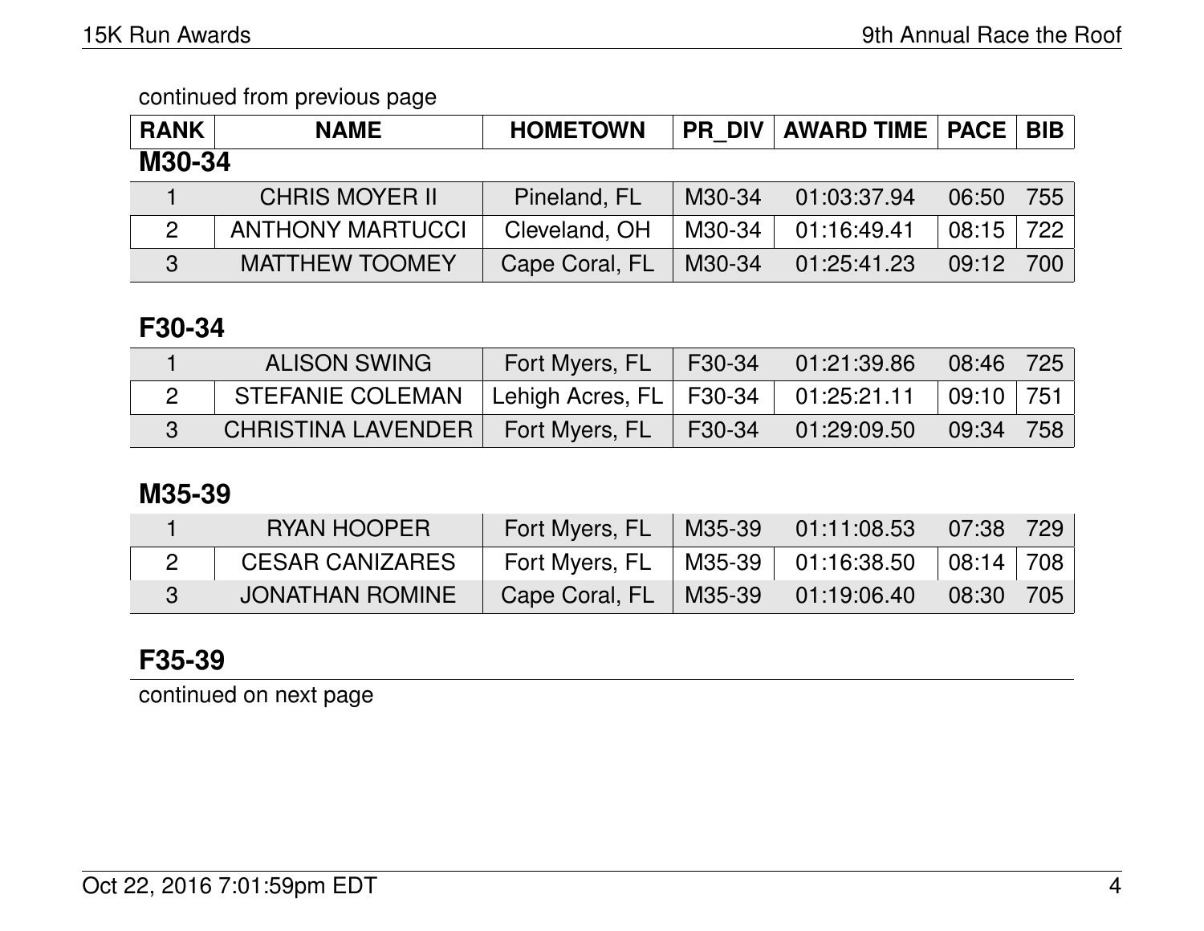continued from previous page

| RANK | NAME | HOMETOWN | PR_DIV | AWARD TIME | PACE | BIB |
|---|---|---|---|---|---|---|

## M30-34

| RANK | NAME | HOMETOWN | PR_DIV | AWARD TIME | PACE | BIB |
|---|---|---|---|---|---|---|
| 1 | CHRIS MOYER II | Pineland, FL | M30-34 | 01:03:37.94 | 06:50 | 755 |
| 2 | ANTHONY MARTUCCI | Cleveland, OH | M30-34 | 01:16:49.41 | 08:15 | 722 |
| 3 | MATTHEW TOOMEY | Cape Coral, FL | M30-34 | 01:25:41.23 | 09:12 | 700 |

## F30-34

| RANK | NAME | HOMETOWN | PR_DIV | AWARD TIME | PACE | BIB |
|---|---|---|---|---|---|---|
| 1 | ALISON SWING | Fort Myers, FL | F30-34 | 01:21:39.86 | 08:46 | 725 |
| 2 | STEFANIE COLEMAN | Lehigh Acres, FL | F30-34 | 01:25:21.11 | 09:10 | 751 |
| 3 | CHRISTINA LAVENDER | Fort Myers, FL | F30-34 | 01:29:09.50 | 09:34 | 758 |

## M35-39

| RANK | NAME | HOMETOWN | PR_DIV | AWARD TIME | PACE | BIB |
|---|---|---|---|---|---|---|
| 1 | RYAN HOOPER | Fort Myers, FL | M35-39 | 01:11:08.53 | 07:38 | 729 |
| 2 | CESAR CANIZARES | Fort Myers, FL | M35-39 | 01:16:38.50 | 08:14 | 708 |
| 3 | JONATHAN ROMINE | Cape Coral, FL | M35-39 | 01:19:06.40 | 08:30 | 705 |

## F35-39

continued on next page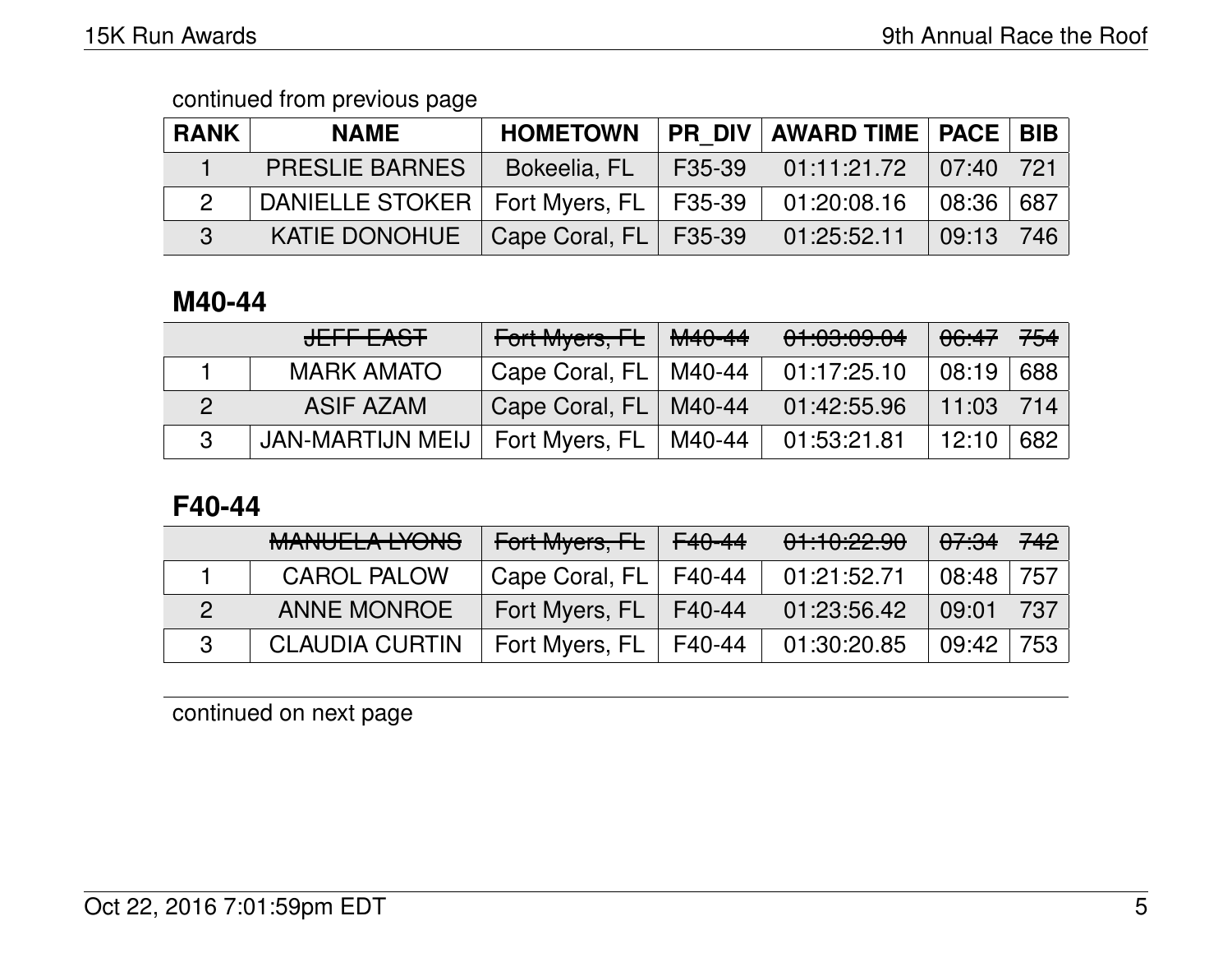continued from previous page

| RANK | NAME | HOMETOWN | PR_DIV | AWARD TIME | PACE | BIB |
|---|---|---|---|---|---|---|
| 1 | PRESLIE BARNES | Bokeelia, FL | F35-39 | 01:11:21.72 | 07:40 | 721 |
| 2 | DANIELLE STOKER | Fort Myers, FL | F35-39 | 01:20:08.16 | 08:36 | 687 |
| 3 | KATIE DONOHUE | Cape Coral, FL | F35-39 | 01:25:52.11 | 09:13 | 746 |

## M40-44

| RANK | NAME | HOMETOWN | PR_DIV | AWARD TIME | PACE | BIB |
|---|---|---|---|---|---|---|
| | ~~JEFF EAST~~ | ~~Fort Myers, FL~~ | ~~M40-44~~ | ~~01:03:09.04~~ | ~~06:47~~ | ~~754~~ |
| 1 | MARK AMATO | Cape Coral, FL | M40-44 | 01:17:25.10 | 08:19 | 688 |
| 2 | ASIF AZAM | Cape Coral, FL | M40-44 | 01:42:55.96 | 11:03 | 714 |
| 3 | JAN-MARTIJN MEIJ | Fort Myers, FL | M40-44 | 01:53:21.81 | 12:10 | 682 |

## F40-44

| RANK | NAME | HOMETOWN | PR_DIV | AWARD TIME | PACE | BIB |
|---|---|---|---|---|---|---|
| | ~~MANUELA LYONS~~ | ~~Fort Myers, FL~~ | ~~F40-44~~ | ~~01:10:22.90~~ | ~~07:34~~ | ~~742~~ |
| 1 | CAROL PALOW | Cape Coral, FL | F40-44 | 01:21:52.71 | 08:48 | 757 |
| 2 | ANNE MONROE | Fort Myers, FL | F40-44 | 01:23:56.42 | 09:01 | 737 |
| 3 | CLAUDIA CURTIN | Fort Myers, FL | F40-44 | 01:30:20.85 | 09:42 | 753 |

continued on next page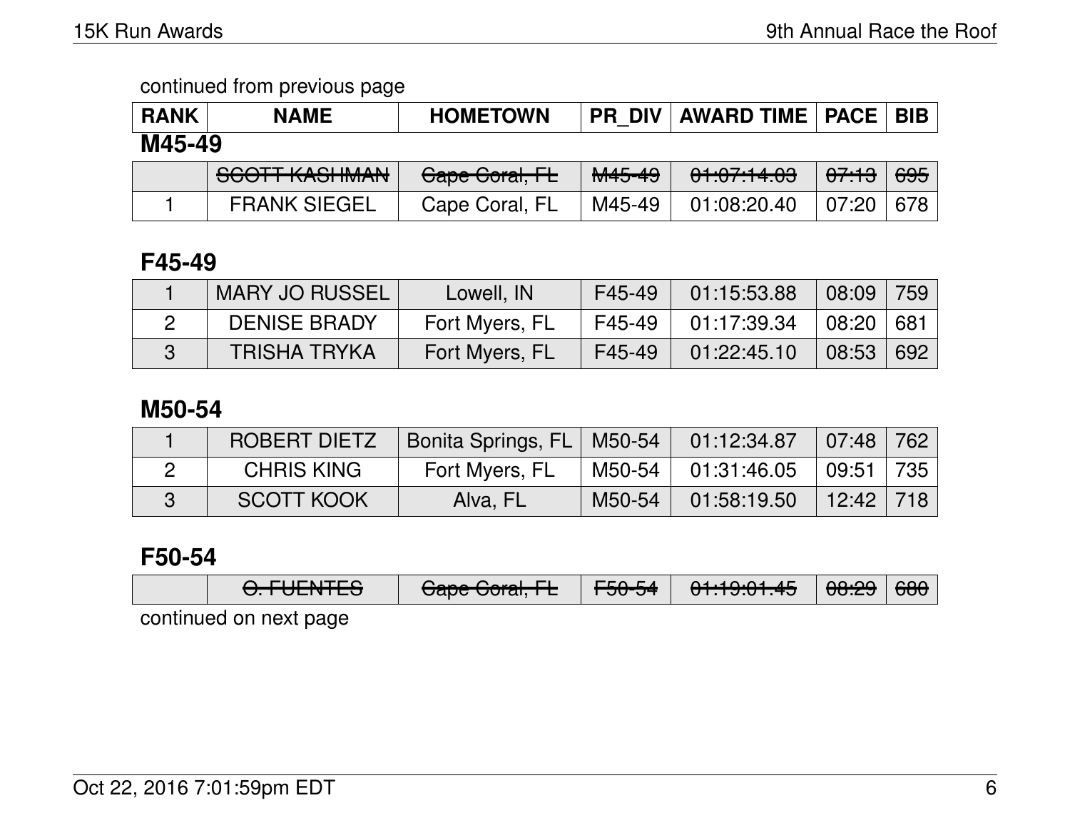continued from previous page

| RANK | NAME | HOMETOWN | PR_DIV | AWARD TIME | PACE | BIB |
|---|---|---|---|---|---|---|

### M45-49

| RANK | NAME | HOMETOWN | PR_DIV | AWARD TIME | PACE | BIB |
|---|---|---|---|---|---|---|
| | ~~SCOTT KASHMAN~~ | ~~Cape Coral, FL~~ | ~~M45-49~~ | ~~01:07:14.03~~ | ~~07:13~~ | ~~695~~ |
| 1 | FRANK SIEGEL | Cape Coral, FL | M45-49 | 01:08:20.40 | 07:20 | 678 |

### F45-49

| RANK | NAME | HOMETOWN | PR_DIV | AWARD TIME | PACE | BIB |
|---|---|---|---|---|---|---|
| 1 | MARY JO RUSSEL | Lowell, IN | F45-49 | 01:15:53.88 | 08:09 | 759 |
| 2 | DENISE BRADY | Fort Myers, FL | F45-49 | 01:17:39.34 | 08:20 | 681 |
| 3 | TRISHA TRYKA | Fort Myers, FL | F45-49 | 01:22:45.10 | 08:53 | 692 |

### M50-54

| RANK | NAME | HOMETOWN | PR_DIV | AWARD TIME | PACE | BIB |
|---|---|---|---|---|---|---|
| 1 | ROBERT DIETZ | Bonita Springs, FL | M50-54 | 01:12:34.87 | 07:48 | 762 |
| 2 | CHRIS KING | Fort Myers, FL | M50-54 | 01:31:46.05 | 09:51 | 735 |
| 3 | SCOTT KOOK | Alva, FL | M50-54 | 01:58:19.50 | 12:42 | 718 |

### F50-54

| RANK | NAME | HOMETOWN | PR_DIV | AWARD TIME | PACE | BIB |
|---|---|---|---|---|---|---|
| | ~~O. FUENTES~~ | ~~Cape Coral, FL~~ | ~~F50-54~~ | ~~01:19:01.45~~ | ~~08:29~~ | ~~680~~ |

continued on next page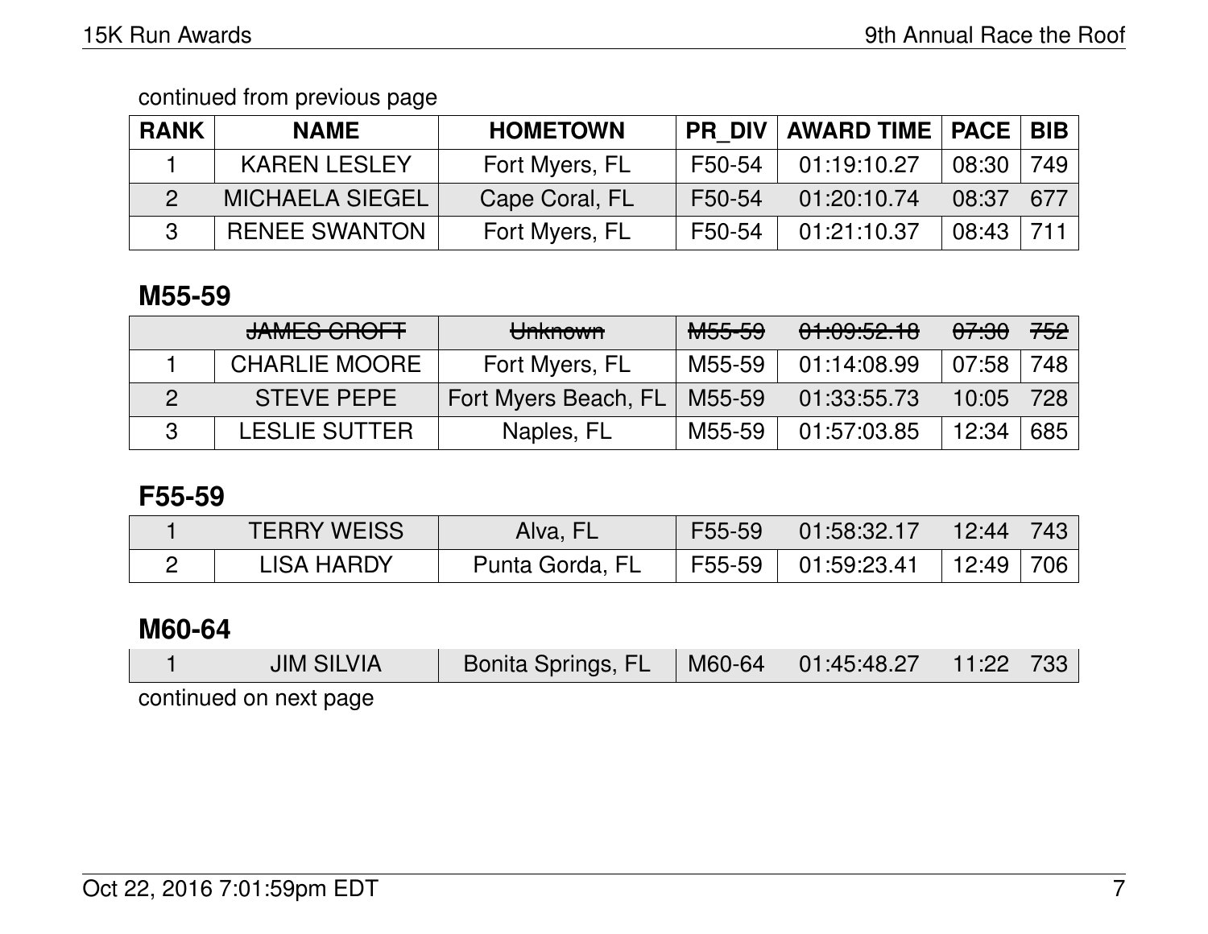continued from previous page

| RANK | NAME | HOMETOWN | PR_DIV | AWARD TIME | PACE | BIB |
|---|---|---|---|---|---|---|
| 1 | KAREN LESLEY | Fort Myers, FL | F50-54 | 01:19:10.27 | 08:30 | 749 |
| 2 | MICHAELA SIEGEL | Cape Coral, FL | F50-54 | 01:20:10.74 | 08:37 | 677 |
| 3 | RENEE SWANTON | Fort Myers, FL | F50-54 | 01:21:10.37 | 08:43 | 711 |

## M55-59

| | | | | | | |
|---|---|---|---|---|---|---|
| | ~~JAMES CROFT~~ | ~~Unknown~~ | ~~M55-59~~ | ~~01:09:52.18~~ | ~~07:30~~ | ~~752~~ |
| 1 | CHARLIE MOORE | Fort Myers, FL | M55-59 | 01:14:08.99 | 07:58 | 748 |
| 2 | STEVE PEPE | Fort Myers Beach, FL | M55-59 | 01:33:55.73 | 10:05 | 728 |
| 3 | LESLIE SUTTER | Naples, FL | M55-59 | 01:57:03.85 | 12:34 | 685 |

## F55-59

| | | | | | | |
|---|---|---|---|---|---|---|
| 1 | TERRY WEISS | Alva, FL | F55-59 | 01:58:32.17 | 12:44 | 743 |
| 2 | LISA HARDY | Punta Gorda, FL | F55-59 | 01:59:23.41 | 12:49 | 706 |

## M60-64

| | | | | | | |
|---|---|---|---|---|---|---|
| 1 | JIM SILVIA | Bonita Springs, FL | M60-64 | 01:45:48.27 | 11:22 | 733 |

continued on next page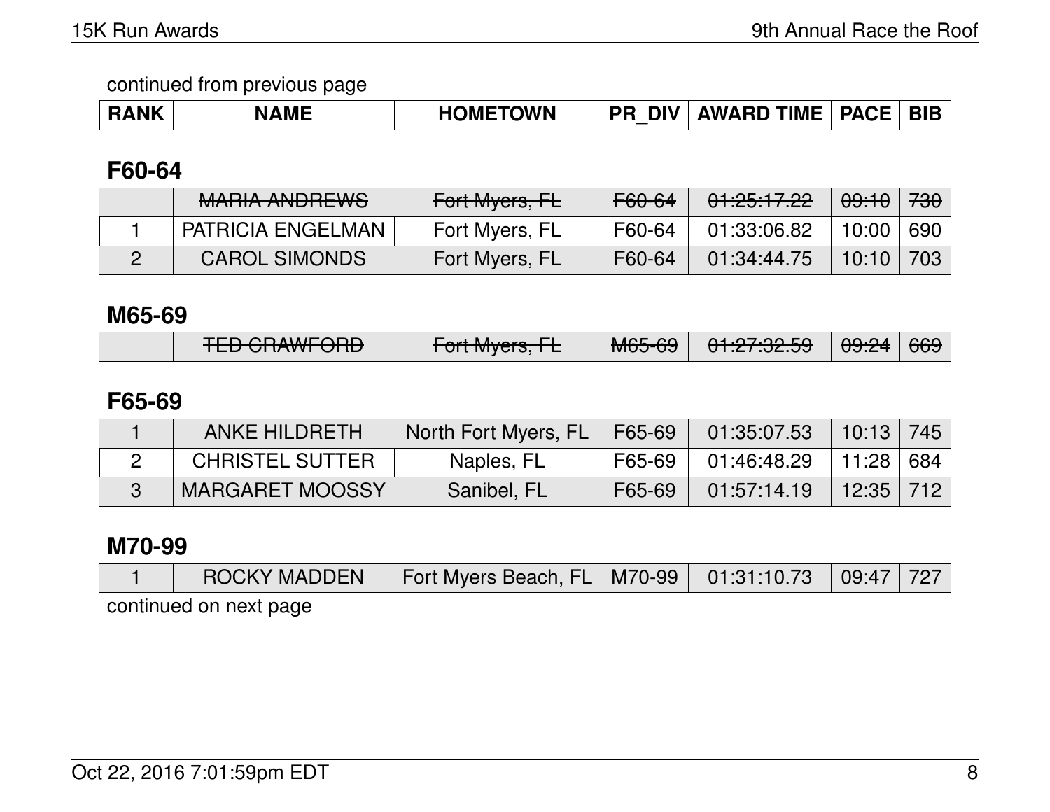continued from previous page

| RANK | NAME | HOMETOWN | PR_DIV | AWARD TIME | PACE | BIB |
|---|---|---|---|---|---|---|

## F60-64

| | | | | | | |
|---|---|---|---|---|---|---|
| | ~~MARIA ANDREWS~~ | ~~Fort Myers, FL~~ | ~~F60-64~~ | ~~01:25:17.22~~ | ~~09:10~~ | ~~730~~ |
| 1 | PATRICIA ENGELMAN | Fort Myers, FL | F60-64 | 01:33:06.82 | 10:00 | 690 |
| 2 | CAROL SIMONDS | Fort Myers, FL | F60-64 | 01:34:44.75 | 10:10 | 703 |

## M65-69

| | | | | | | |
|---|---|---|---|---|---|---|
| | ~~TED CRAWFORD~~ | ~~Fort Myers, FL~~ | ~~M65-69~~ | ~~01:27:32.59~~ | ~~09:24~~ | ~~669~~ |

## F65-69

| | | | | | | |
|---|---|---|---|---|---|---|
| 1 | ANKE HILDRETH | North Fort Myers, FL | F65-69 | 01:35:07.53 | 10:13 | 745 |
| 2 | CHRISTEL SUTTER | Naples, FL | F65-69 | 01:46:48.29 | 11:28 | 684 |
| 3 | MARGARET MOOSSY | Sanibel, FL | F65-69 | 01:57:14.19 | 12:35 | 712 |

## M70-99

| | | | | | | |
|---|---|---|---|---|---|---|
| 1 | ROCKY MADDEN | Fort Myers Beach, FL | M70-99 | 01:31:10.73 | 09:47 | 727 |

continued on next page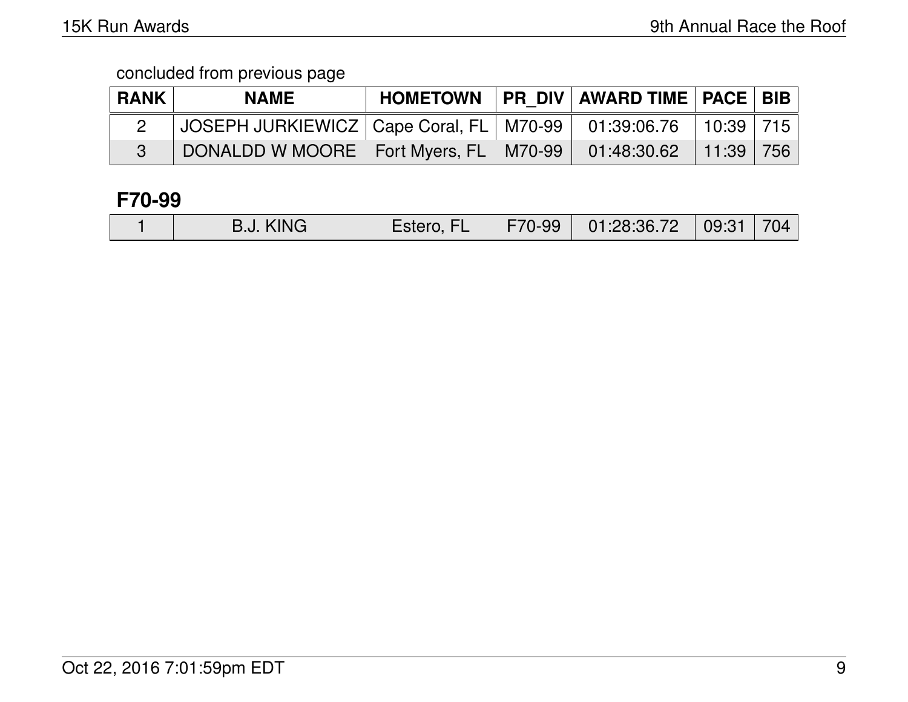concluded from previous page

| RANK | NAME | HOMETOWN | PR_DIV | AWARD TIME | PACE | BIB |
|---|---|---|---|---|---|---|
| 2 | JOSEPH JURKIEWICZ | Cape Coral, FL | M70-99 | 01:39:06.76 | 10:39 | 715 |
| 3 | DONALDD W MOORE | Fort Myers, FL | M70-99 | 01:48:30.62 | 11:39 | 756 |

## F70-99

| | | | | | | |
|---|---|---|---|---|---|---|
| 1 | B.J. KING | Estero, FL | F70-99 | 01:28:36.72 | 09:31 | 704 |